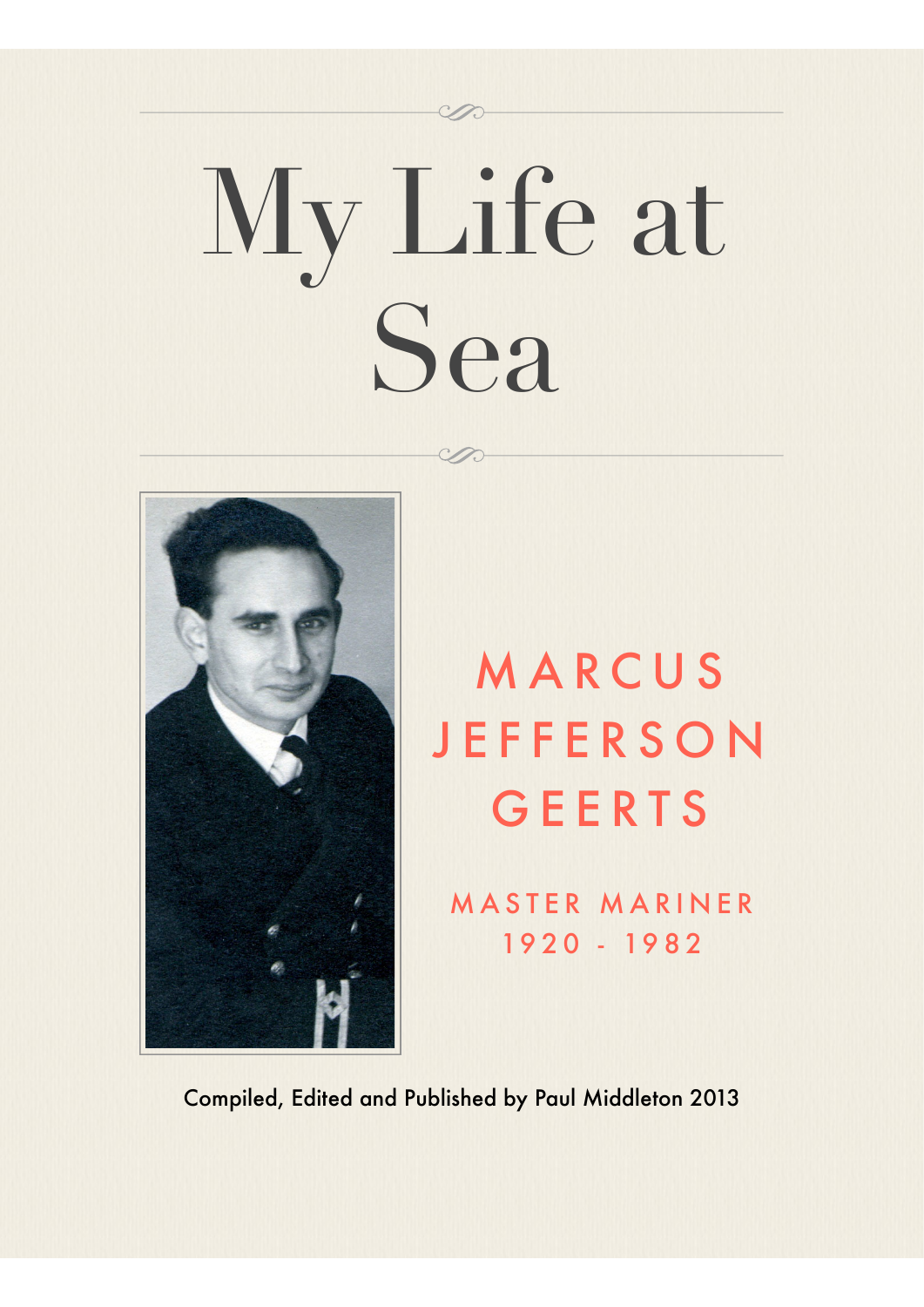# My Life at Sea

## MARCUS JEFFERSON GEERTS

MASTER MARINER
1920 - 1982

Compiled, Edited and Published by Paul Middleton 2013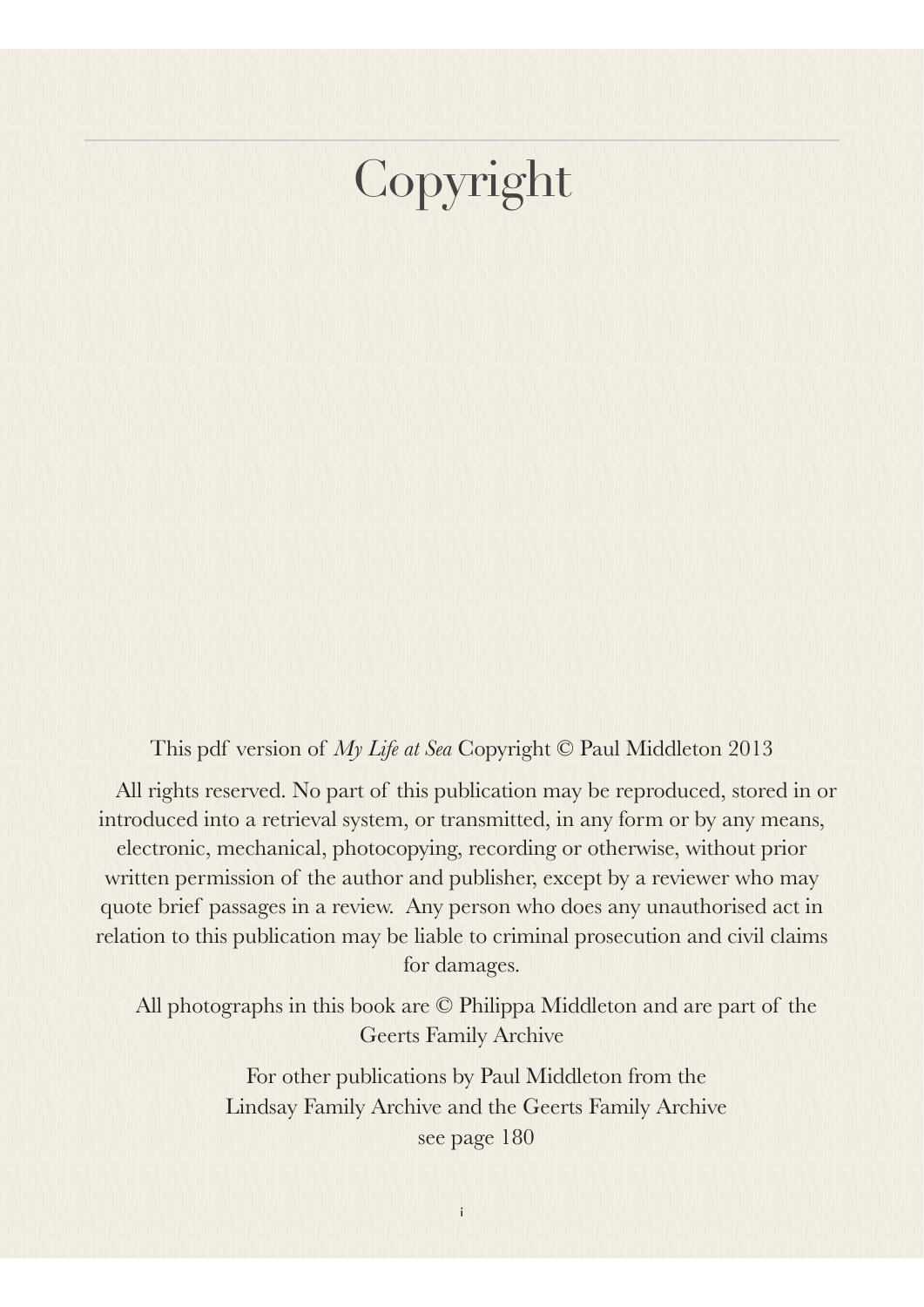# Copyright

This pdf version of *My Life at Sea* Copyright © Paul Middleton 2013

All rights reserved. No part of this publication may be reproduced, stored in or introduced into a retrieval system, or transmitted, in any form or by any means, electronic, mechanical, photocopying, recording or otherwise, without prior written permission of the author and publisher, except by a reviewer who may quote brief passages in a review. Any person who does any unauthorised act in relation to this publication may be liable to criminal prosecution and civil claims for damages.

All photographs in this book are © Philippa Middleton and are part of the Geerts Family Archive

For other publications by Paul Middleton from the
Lindsay Family Archive and the Geerts Family Archive
see page 180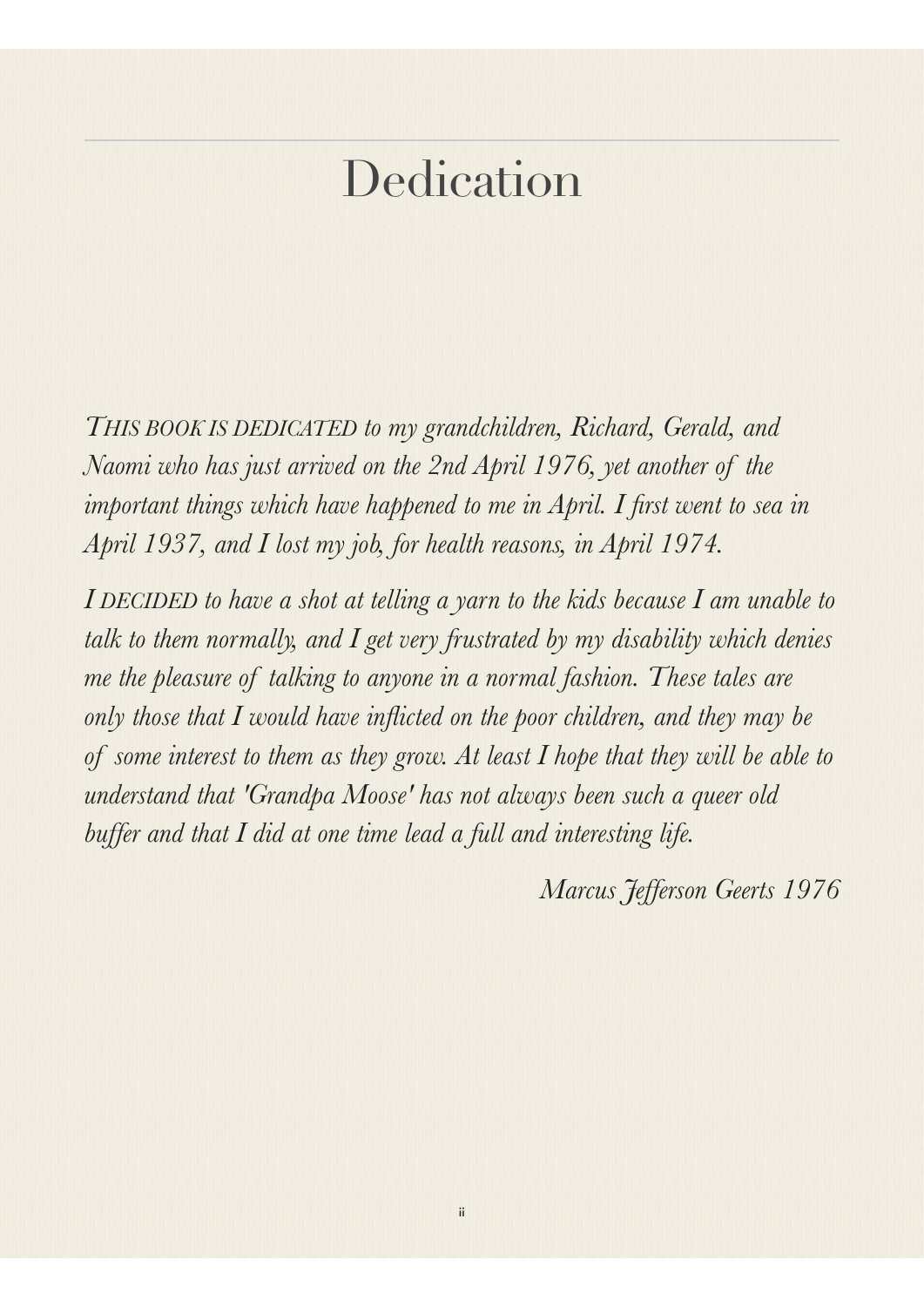# Dedication

*THIS BOOK IS DEDICATED to my grandchildren, Richard, Gerald, and Naomi who has just arrived on the 2nd April 1976, yet another of the important things which have happened to me in April. I first went to sea in April 1937, and I lost my job, for health reasons, in April 1974.*

*I DECIDED to have a shot at telling a yarn to the kids because I am unable to talk to them normally, and I get very frustrated by my disability which denies me the pleasure of talking to anyone in a normal fashion. These tales are only those that I would have inflicted on the poor children, and they may be of some interest to them as they grow. At least I hope that they will be able to understand that 'Grandpa Moose' has not always been such a queer old buffer and that I did at one time lead a full and interesting life.*

*Marcus Jefferson Geerts 1976*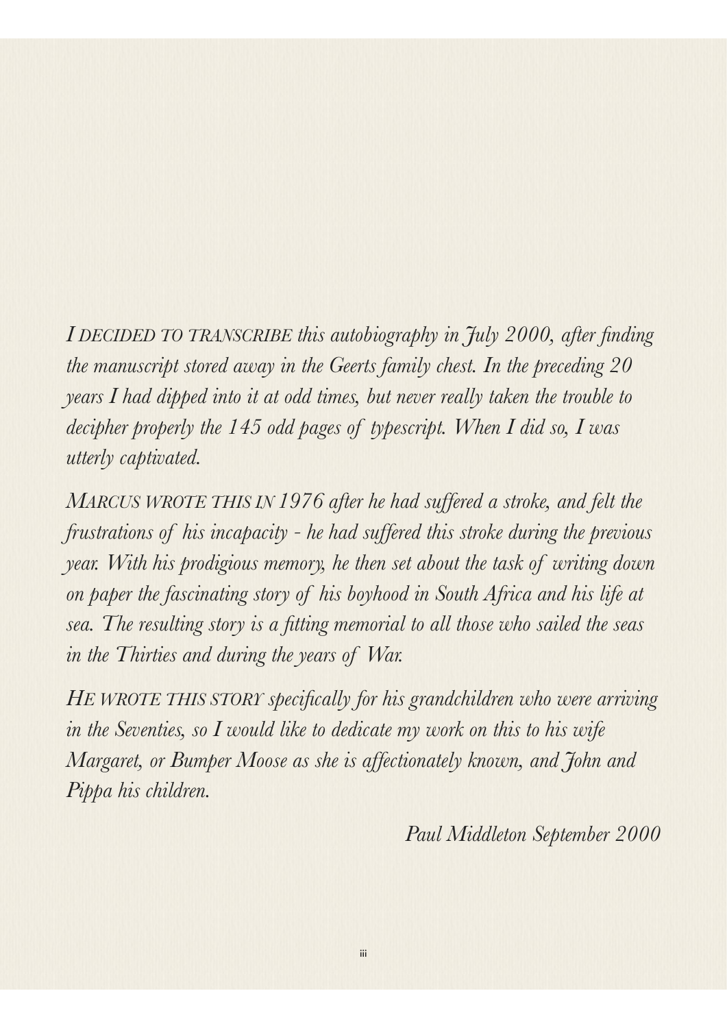*I DECIDED TO TRANSCRIBE this autobiography in July 2000, after finding the manuscript stored away in the Geerts family chest. In the preceding 20 years I had dipped into it at odd times, but never really taken the trouble to decipher properly the 145 odd pages of typescript. When I did so, I was utterly captivated.*

*MARCUS WROTE THIS IN 1976 after he had suffered a stroke, and felt the frustrations of his incapacity - he had suffered this stroke during the previous year. With his prodigious memory, he then set about the task of writing down on paper the fascinating story of his boyhood in South Africa and his life at sea. The resulting story is a fitting memorial to all those who sailed the seas in the Thirties and during the years of War.*

*HE WROTE THIS STORY specifically for his grandchildren who were arriving in the Seventies, so I would like to dedicate my work on this to his wife Margaret, or Bumper Moose as she is affectionately known, and John and Pippa his children.*

*Paul Middleton September 2000*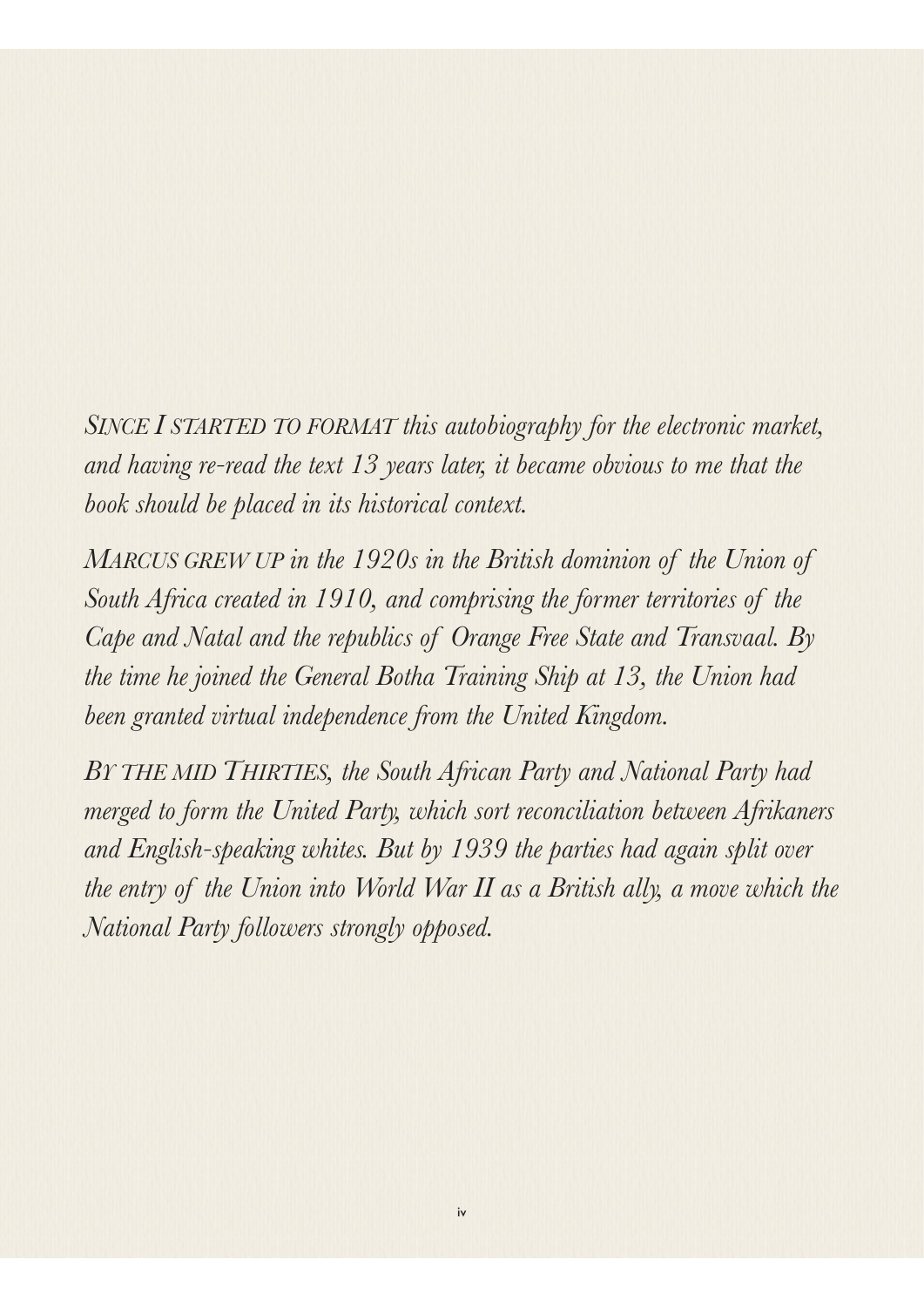*SINCE I STARTED TO FORMAT this autobiography for the electronic market, and having re-read the text 13 years later, it became obvious to me that the book should be placed in its historical context.*

*MARCUS GREW UP in the 1920s in the British dominion of the Union of South Africa created in 1910, and comprising the former territories of the Cape and Natal and the republics of Orange Free State and Transvaal. By the time he joined the General Botha Training Ship at 13, the Union had been granted virtual independence from the United Kingdom.*

*BY THE MID THIRTIES, the South African Party and National Party had merged to form the United Party, which sort reconciliation between Afrikaners and English-speaking whites. But by 1939 the parties had again split over the entry of the Union into World War II as a British ally, a move which the National Party followers strongly opposed.*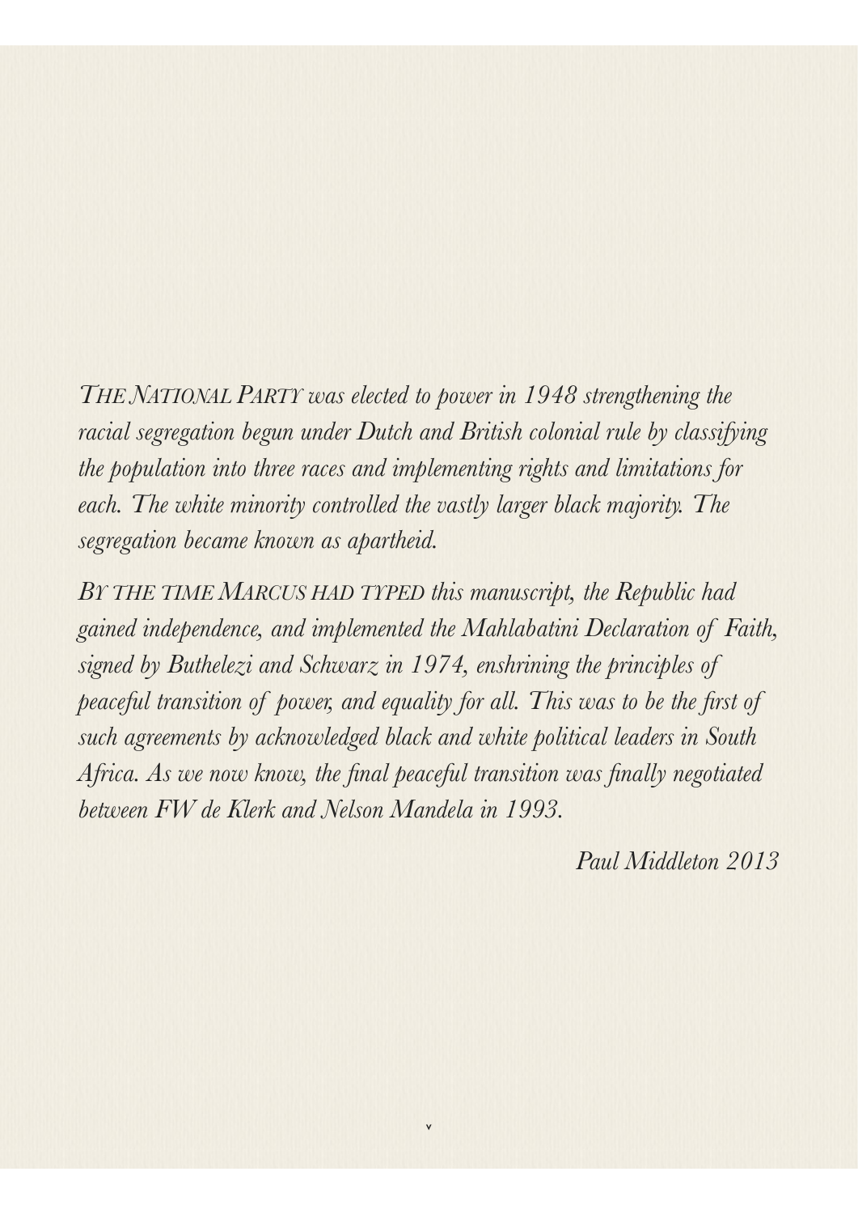*THE NATIONAL PARTY was elected to power in 1948 strengthening the racial segregation begun under Dutch and British colonial rule by classifying the population into three races and implementing rights and limitations for each. The white minority controlled the vastly larger black majority. The segregation became known as apartheid.*

*BY THE TIME MARCUS HAD TYPED this manuscript, the Republic had gained independence, and implemented the Mahlabatini Declaration of Faith, signed by Buthelezi and Schwarz in 1974, enshrining the principles of peaceful transition of power, and equality for all. This was to be the first of such agreements by acknowledged black and white political leaders in South Africa. As we now know, the final peaceful transition was finally negotiated between FW de Klerk and Nelson Mandela in 1993.*

*Paul Middleton 2013*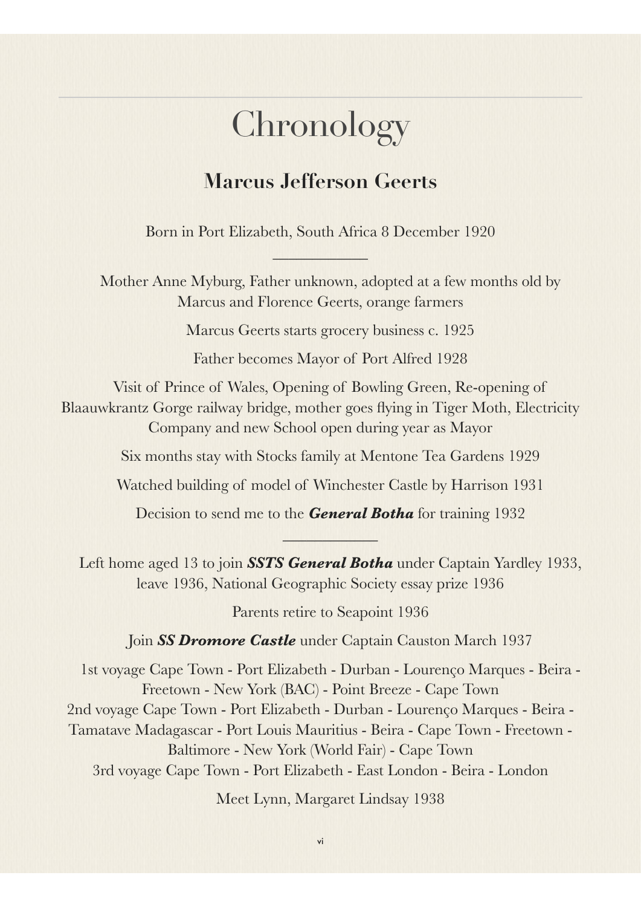# Chronology

## Marcus Jefferson Geerts

Born in Port Elizabeth, South Africa 8 December 1920

---

Mother Anne Myburg, Father unknown, adopted at a few months old by Marcus and Florence Geerts, orange farmers

Marcus Geerts starts grocery business c. 1925

Father becomes Mayor of Port Alfred 1928

Visit of Prince of Wales, Opening of Bowling Green, Re-opening of Blaauwkrantz Gorge railway bridge, mother goes flying in Tiger Moth, Electricity Company and new School open during year as Mayor

Six months stay with Stocks family at Mentone Tea Gardens 1929

Watched building of model of Winchester Castle by Harrison 1931

Decision to send me to the ***General Botha*** for training 1932

---

Left home aged 13 to join ***SSTS General Botha*** under Captain Yardley 1933, leave 1936, National Geographic Society essay prize 1936

Parents retire to Seapoint 1936

Join ***SS Dromore Castle*** under Captain Causton March 1937

1st voyage Cape Town - Port Elizabeth - Durban - Lourenço Marques - Beira - Freetown - New York (BAC) - Point Breeze - Cape Town
2nd voyage Cape Town - Port Elizabeth - Durban - Lourenço Marques - Beira - Tamatave Madagascar - Port Louis Mauritius - Beira - Cape Town - Freetown - Baltimore - New York (World Fair) - Cape Town
3rd voyage Cape Town - Port Elizabeth - East London - Beira - London

Meet Lynn, Margaret Lindsay 1938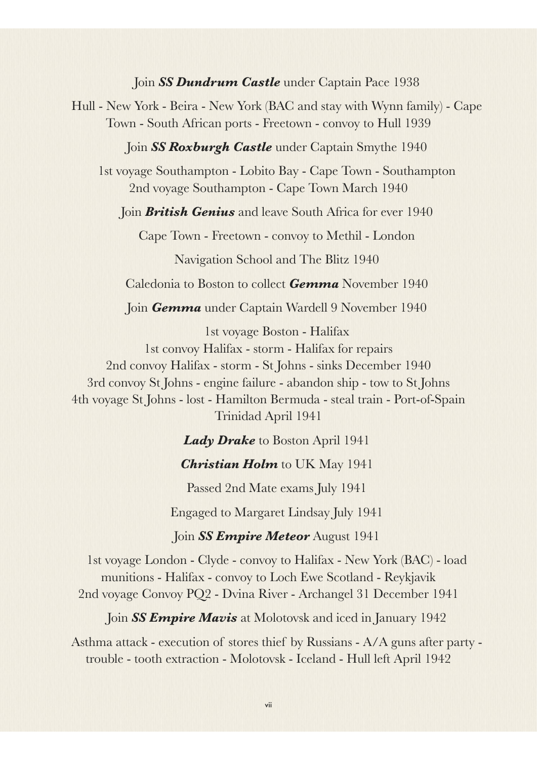Join ***SS Dundrum Castle*** under Captain Pace 1938

Hull - New York - Beira - New York (BAC and stay with Wynn family) - Cape Town - South African ports - Freetown - convoy to Hull 1939

Join ***SS Roxburgh Castle*** under Captain Smythe 1940

1st voyage Southampton - Lobito Bay - Cape Town - Southampton
2nd voyage Southampton - Cape Town March 1940

Join ***British Genius*** and leave South Africa for ever 1940

Cape Town - Freetown - convoy to Methil - London

Navigation School and The Blitz 1940

Caledonia to Boston to collect ***Gemma*** November 1940

Join ***Gemma*** under Captain Wardell 9 November 1940

1st voyage Boston - Halifax
1st convoy Halifax - storm - Halifax for repairs
2nd convoy Halifax - storm - St Johns - sinks December 1940
3rd convoy St Johns - engine failure - abandon ship - tow to St Johns
4th voyage St Johns - lost - Hamilton Bermuda - steal train - Port-of-Spain Trinidad April 1941

***Lady Drake*** to Boston April 1941

***Christian Holm*** to UK May 1941

Passed 2nd Mate exams July 1941

Engaged to Margaret Lindsay July 1941

Join ***SS Empire Meteor*** August 1941

1st voyage London - Clyde - convoy to Halifax - New York (BAC) - load munitions - Halifax - convoy to Loch Ewe Scotland - Reykjavik
2nd voyage Convoy PQ2 - Dvina River - Archangel 31 December 1941

Join ***SS Empire Mavis*** at Molotovsk and iced in January 1942

Asthma attack - execution of stores thief by Russians - A/A guns after party - trouble - tooth extraction - Molotovsk - Iceland - Hull left April 1942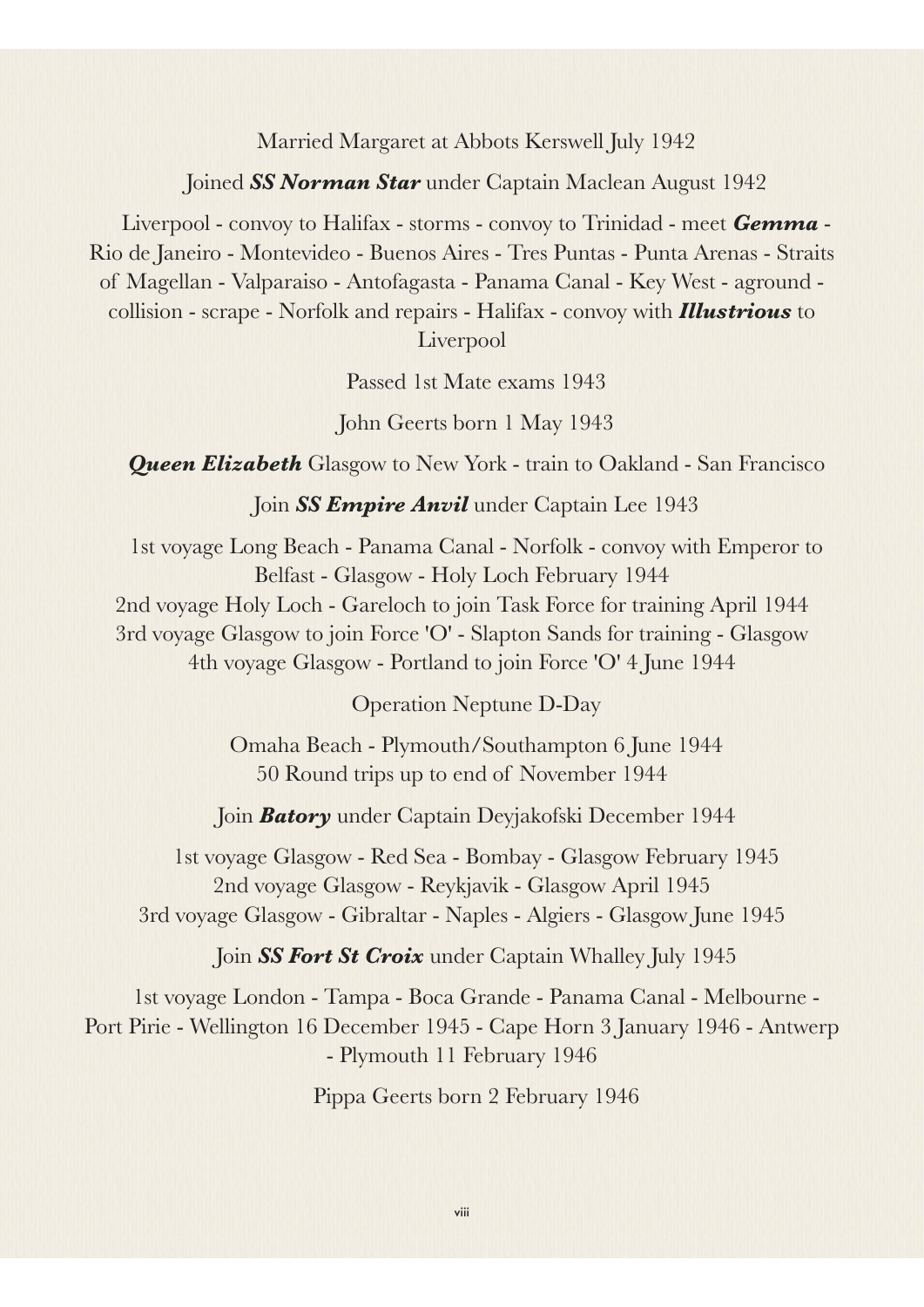Married Margaret at Abbots Kerswell July 1942

Joined ***SS Norman Star*** under Captain Maclean August 1942

Liverpool - convoy to Halifax - storms - convoy to Trinidad - meet ***Gemma*** - Rio de Janeiro - Montevideo - Buenos Aires - Tres Puntas - Punta Arenas - Straits of Magellan - Valparaiso - Antofagasta - Panama Canal - Key West - aground - collision - scrape - Norfolk and repairs - Halifax - convoy with ***Illustrious*** to Liverpool

Passed 1st Mate exams 1943

John Geerts born 1 May 1943

***Queen Elizabeth*** Glasgow to New York - train to Oakland - San Francisco

Join ***SS Empire Anvil*** under Captain Lee 1943

1st voyage Long Beach - Panama Canal - Norfolk - convoy with Emperor to Belfast - Glasgow - Holy Loch February 1944
2nd voyage Holy Loch - Gareloch to join Task Force for training April 1944
3rd voyage Glasgow to join Force 'O' - Slapton Sands for training - Glasgow
4th voyage Glasgow - Portland to join Force 'O' 4 June 1944

Operation Neptune D-Day

Omaha Beach - Plymouth/Southampton 6 June 1944
50 Round trips up to end of November 1944

Join ***Batory*** under Captain Deyjakofski December 1944

1st voyage Glasgow - Red Sea - Bombay - Glasgow February 1945
2nd voyage Glasgow - Reykjavik - Glasgow April 1945
3rd voyage Glasgow - Gibraltar - Naples - Algiers - Glasgow June 1945

Join ***SS Fort St Croix*** under Captain Whalley July 1945

1st voyage London - Tampa - Boca Grande - Panama Canal - Melbourne - Port Pirie - Wellington 16 December 1945 - Cape Horn 3 January 1946 - Antwerp - Plymouth 11 February 1946

Pippa Geerts born 2 February 1946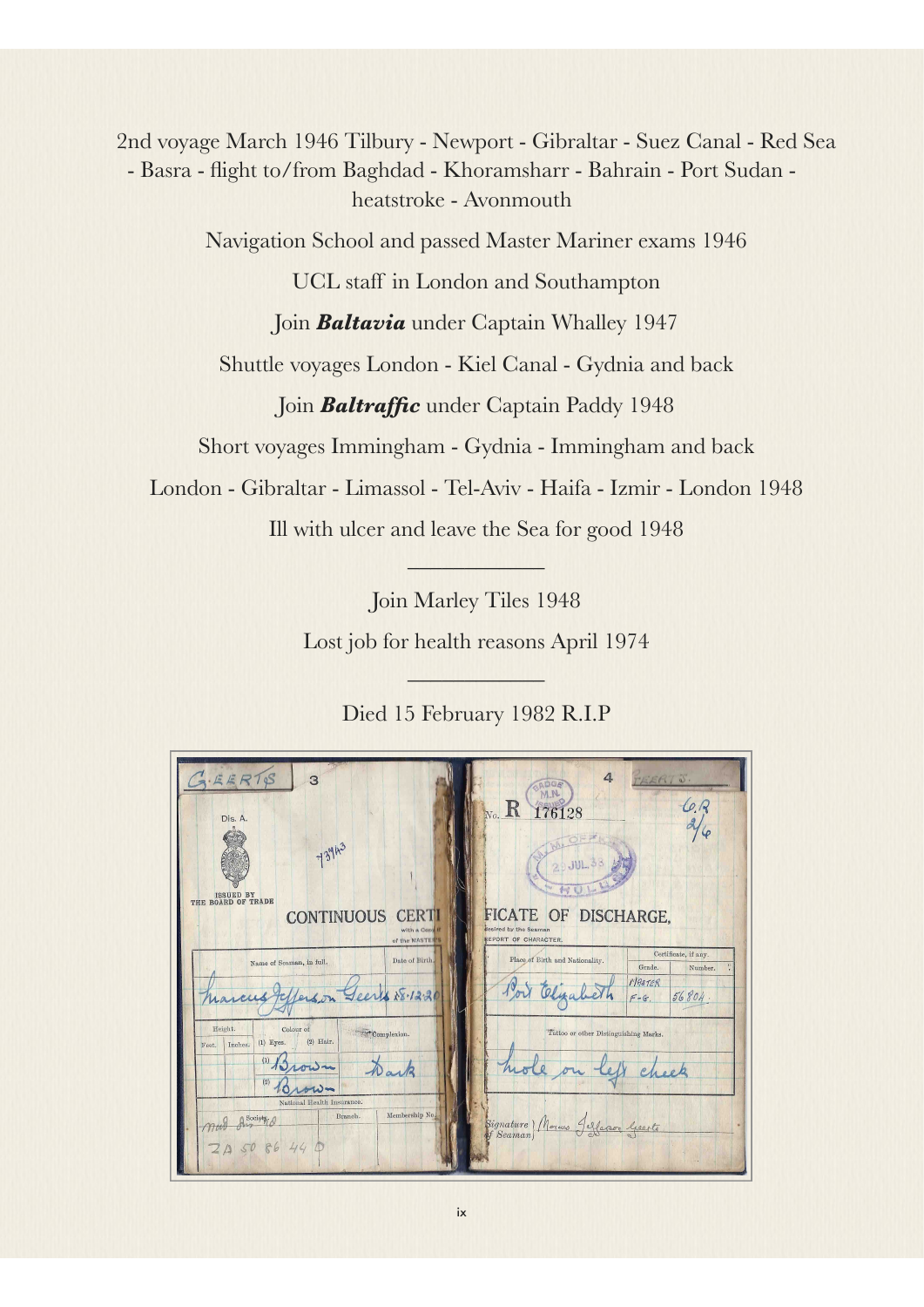2nd voyage March 1946 Tilbury - Newport - Gibraltar - Suez Canal - Red Sea - Basra - flight to/from Baghdad - Khoramsharr - Bahrain - Port Sudan - heatstroke - Avonmouth

Navigation School and passed Master Mariner exams 1946

UCL staff in London and Southampton

Join ***Baltavia*** under Captain Whalley 1947

Shuttle voyages London - Kiel Canal - Gydnia and back

Join ***Baltraffic*** under Captain Paddy 1948

Short voyages Immingham - Gydnia - Immingham and back

London - Gibraltar - Limassol - Tel-Aviv - Haifa - Izmir - London 1948

Ill with ulcer and leave the Sea for good 1948

---

Join Marley Tiles 1948

Lost job for health reasons April 1974

---

Died 15 February 1982 R.I.P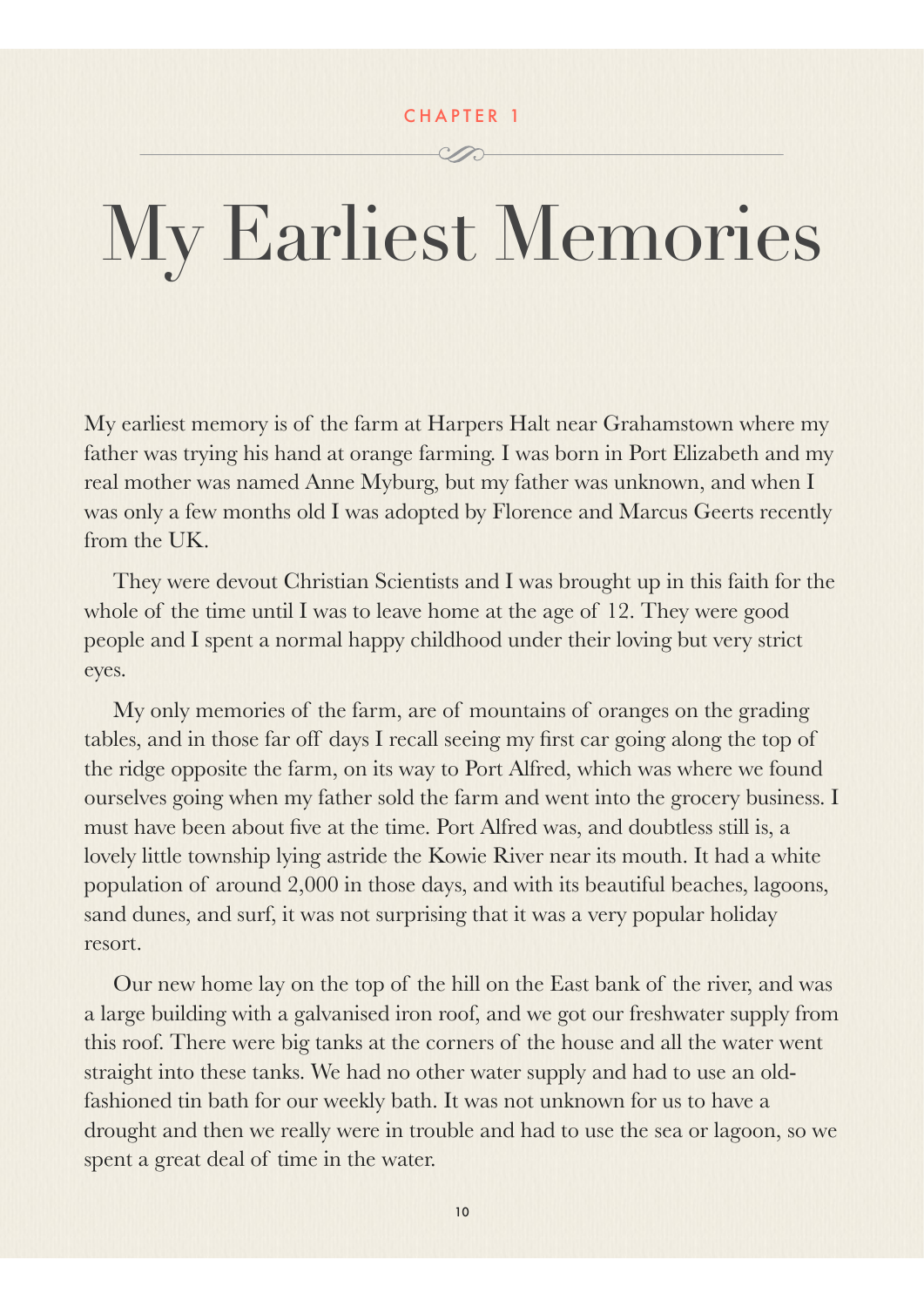CHAPTER 1

# My Earliest Memories

My earliest memory is of the farm at Harpers Halt near Grahamstown where my father was trying his hand at orange farming. I was born in Port Elizabeth and my real mother was named Anne Myburg, but my father was unknown, and when I was only a few months old I was adopted by Florence and Marcus Geerts recently from the UK.

They were devout Christian Scientists and I was brought up in this faith for the whole of the time until I was to leave home at the age of 12. They were good people and I spent a normal happy childhood under their loving but very strict eyes.

My only memories of the farm, are of mountains of oranges on the grading tables, and in those far off days I recall seeing my first car going along the top of the ridge opposite the farm, on its way to Port Alfred, which was where we found ourselves going when my father sold the farm and went into the grocery business. I must have been about five at the time. Port Alfred was, and doubtless still is, a lovely little township lying astride the Kowie River near its mouth. It had a white population of around 2,000 in those days, and with its beautiful beaches, lagoons, sand dunes, and surf, it was not surprising that it was a very popular holiday resort.

Our new home lay on the top of the hill on the East bank of the river, and was a large building with a galvanised iron roof, and we got our freshwater supply from this roof. There were big tanks at the corners of the house and all the water went straight into these tanks. We had no other water supply and had to use an old-fashioned tin bath for our weekly bath. It was not unknown for us to have a drought and then we really were in trouble and had to use the sea or lagoon, so we spent a great deal of time in the water.